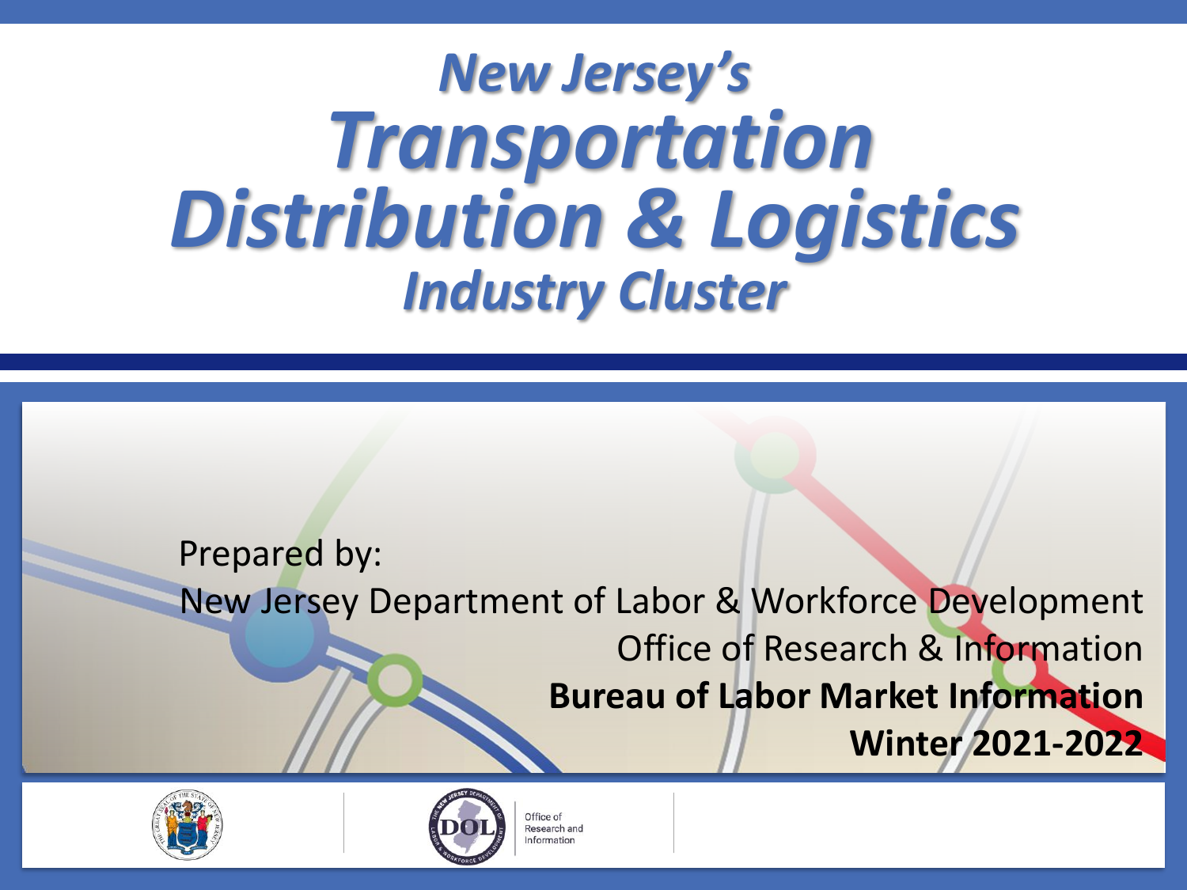# *New Jersey's Transportation Distribution & Logistics Industry Cluster*

Prepared by:

New Jersey Department of Labor & Workforce Development

Office of Research & Information

**Bureau of Labor Market Information**

**Winter 2021-2022**

Office of Research and Information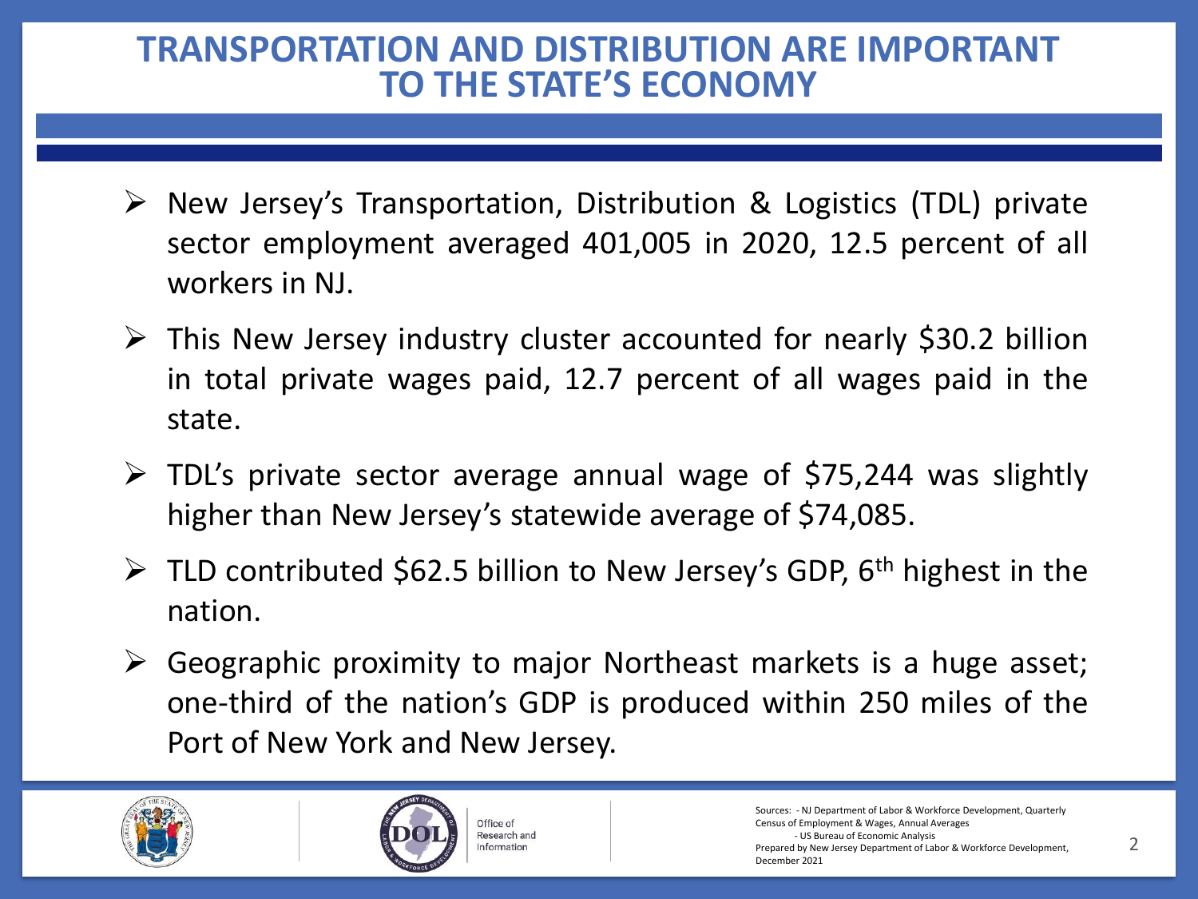# TRANSPORTATION AND DISTRIBUTION ARE IMPORTANT TO THE STATE'S ECONOMY

- New Jersey's Transportation, Distribution & Logistics (TDL) private sector employment averaged 401,005 in 2020, 12.5 percent of all workers in NJ.
- This New Jersey industry cluster accounted for nearly $30.2 billion in total private wages paid, 12.7 percent of all wages paid in the state.
- TDL's private sector average annual wage of $75,244 was slightly higher than New Jersey's statewide average of $74,085.
- TLD contributed $62.5 billion to New Jersey's GDP, 6th highest in the nation.
- Geographic proximity to major Northeast markets is a huge asset; one-third of the nation's GDP is produced within 250 miles of the Port of New York and New Jersey.

Office of Research and Information

Sources: - NJ Department of Labor & Workforce Development, Quarterly Census of Employment & Wages, Annual Averages
- US Bureau of Economic Analysis

Prepared by New Jersey Department of Labor & Workforce Development, December 2021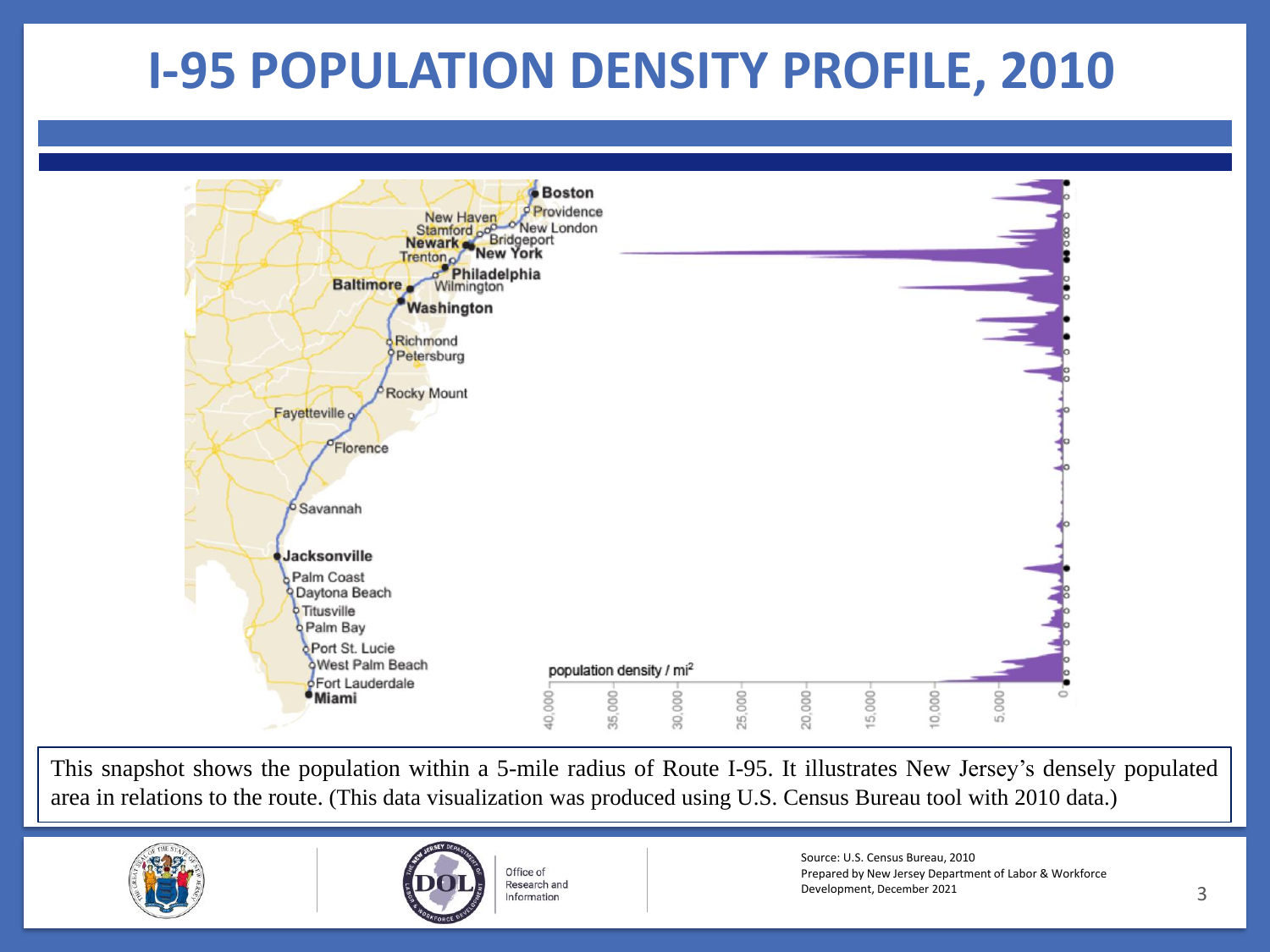# I-95 POPULATION DENSITY PROFILE, 2010

Boston
Providence
New Haven
Stamford
New London
Bridgeport
Newark
New York
Trenton
Philadelphia
Baltimore
Wilmington
Washington
Richmond
Petersburg
Rocky Mount
Fayetteville
Florence
Savannah
Jacksonville
Palm Coast
Daytona Beach
Titusville
Palm Bay
Port St. Lucie
West Palm Beach
Fort Lauderdale
Miami

population density / mi²

40,000 35,000 30,000 25,000 20,000 15,000 10,000 5,000 0

This snapshot shows the population within a 5-mile radius of Route I-95. It illustrates New Jersey's densely populated area in relations to the route. (This data visualization was produced using U.S. Census Bureau tool with 2010 data.)

Office of Research and Information

Source: U.S. Census Bureau, 2010
Prepared by New Jersey Department of Labor & Workforce Development, December 2021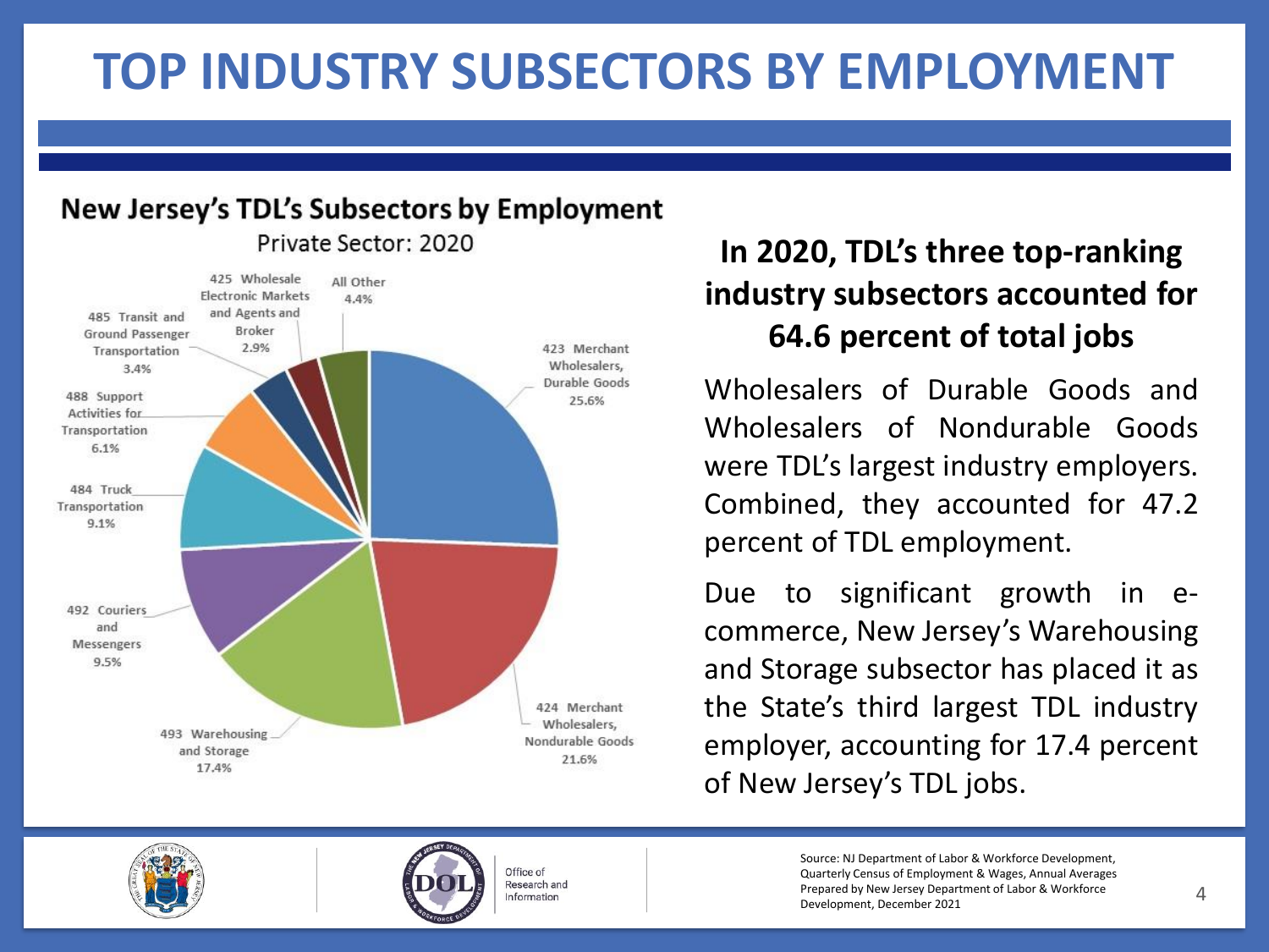# TOP INDUSTRY SUBSECTORS BY EMPLOYMENT

## New Jersey's TDL's Subsectors by Employment

Private Sector: 2020

| Subsector | Share |
|---|---|
| 423 Merchant Wholesalers, Durable Goods | 25.6% |
| 424 Merchant Wholesalers, Nondurable Goods | 21.6% |
| 493 Warehousing and Storage | 17.4% |
| 492 Couriers and Messengers | 9.5% |
| 484 Truck Transportation | 9.1% |
| 488 Support Activities for Transportation | 6.1% |
| 485 Transit and Ground Passenger Transportation | 3.4% |
| 425 Wholesale Electronic Markets and Agents and Broker | 2.9% |
| All Other | 4.4% |

### In 2020, TDL's three top-ranking industry subsectors accounted for 64.6 percent of total jobs

Wholesalers of Durable Goods and Wholesalers of Nondurable Goods were TDL's largest industry employers. Combined, they accounted for 47.2 percent of TDL employment.

Due to significant growth in e-commerce, New Jersey's Warehousing and Storage subsector has placed it as the State's third largest TDL industry employer, accounting for 17.4 percent of New Jersey's TDL jobs.

Office of Research and Information

Source: NJ Department of Labor & Workforce Development, Quarterly Census of Employment & Wages, Annual Averages
Prepared by New Jersey Department of Labor & Workforce Development, December 2021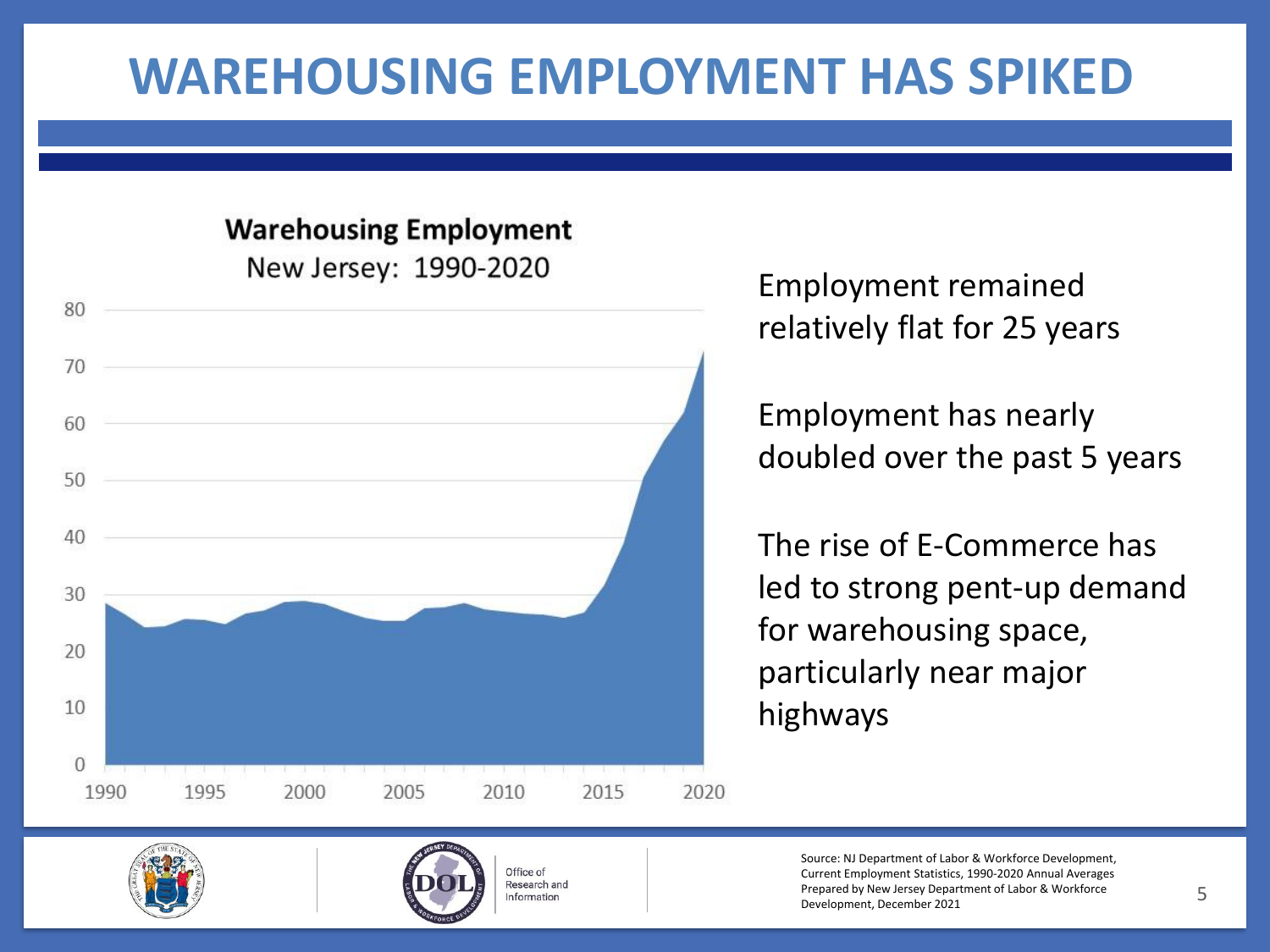# WAREHOUSING EMPLOYMENT HAS SPIKED

**Warehousing Employment**
New Jersey: 1990-2020

Employment remained relatively flat for 25 years

Employment has nearly doubled over the past 5 years

The rise of E-Commerce has led to strong pent-up demand for warehousing space, particularly near major highways

Office of Research and Information

Source: NJ Department of Labor & Workforce Development, Current Employment Statistics, 1990-2020 Annual Averages
Prepared by New Jersey Department of Labor & Workforce Development, December 2021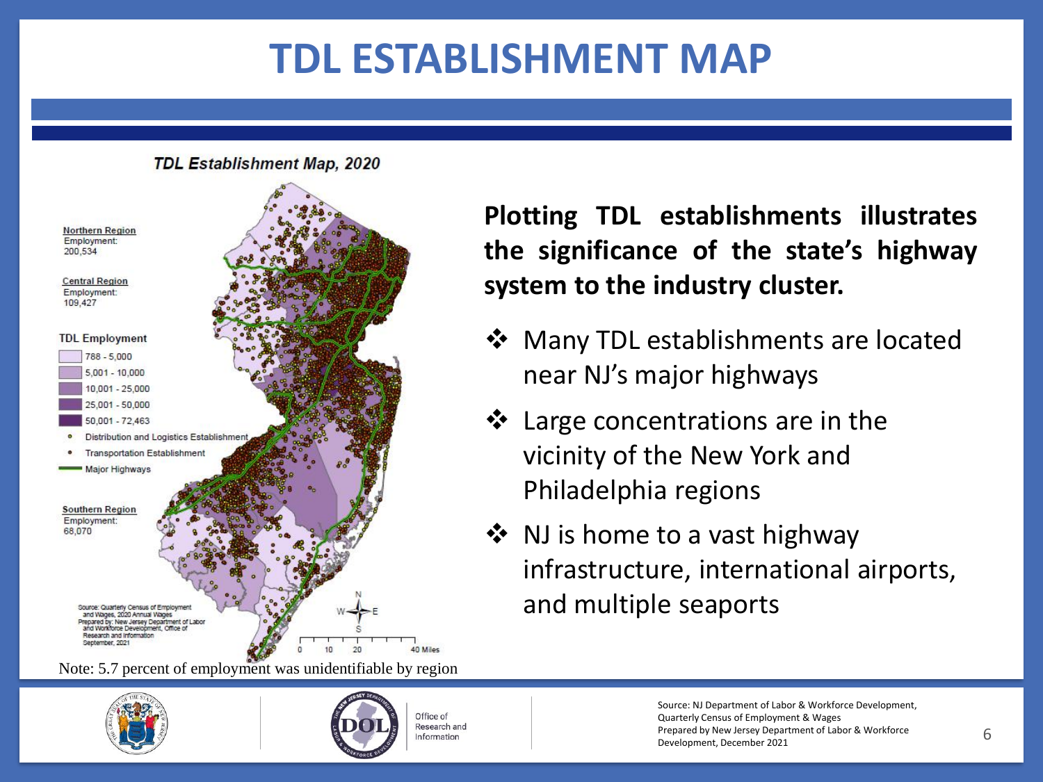# TDL ESTABLISHMENT MAP

***TDL Establishment Map, 2020***

**Northern Region**
Employment:
200,534

**Central Region**
Employment:
109,427

**TDL Employment**

- 788 - 5,000
- 5,001 - 10,000
- 10,001 - 25,000
- 25,001 - 50,000
- 50,001 - 72,463
- Distribution and Logistics Establishment
- Transportation Establishment
- Major Highways

**Southern Region**
Employment:
68,070

Source: Quarterly Census of Employment and Wages, 2020 Annual Wages
Prepared by: New Jersey Department of Labor and Workforce Development, Office of Research and Information
September, 2021

0 10 20 40 Miles

Note: 5.7 percent of employment was unidentifiable by region

**Plotting TDL establishments illustrates the significance of the state's highway system to the industry cluster.**

- Many TDL establishments are located near NJ's major highways
- Large concentrations are in the vicinity of the New York and Philadelphia regions
- NJ is home to a vast highway infrastructure, international airports, and multiple seaports

Office of Research and Information

Source: NJ Department of Labor & Workforce Development, Quarterly Census of Employment & Wages
Prepared by New Jersey Department of Labor & Workforce Development, December 2021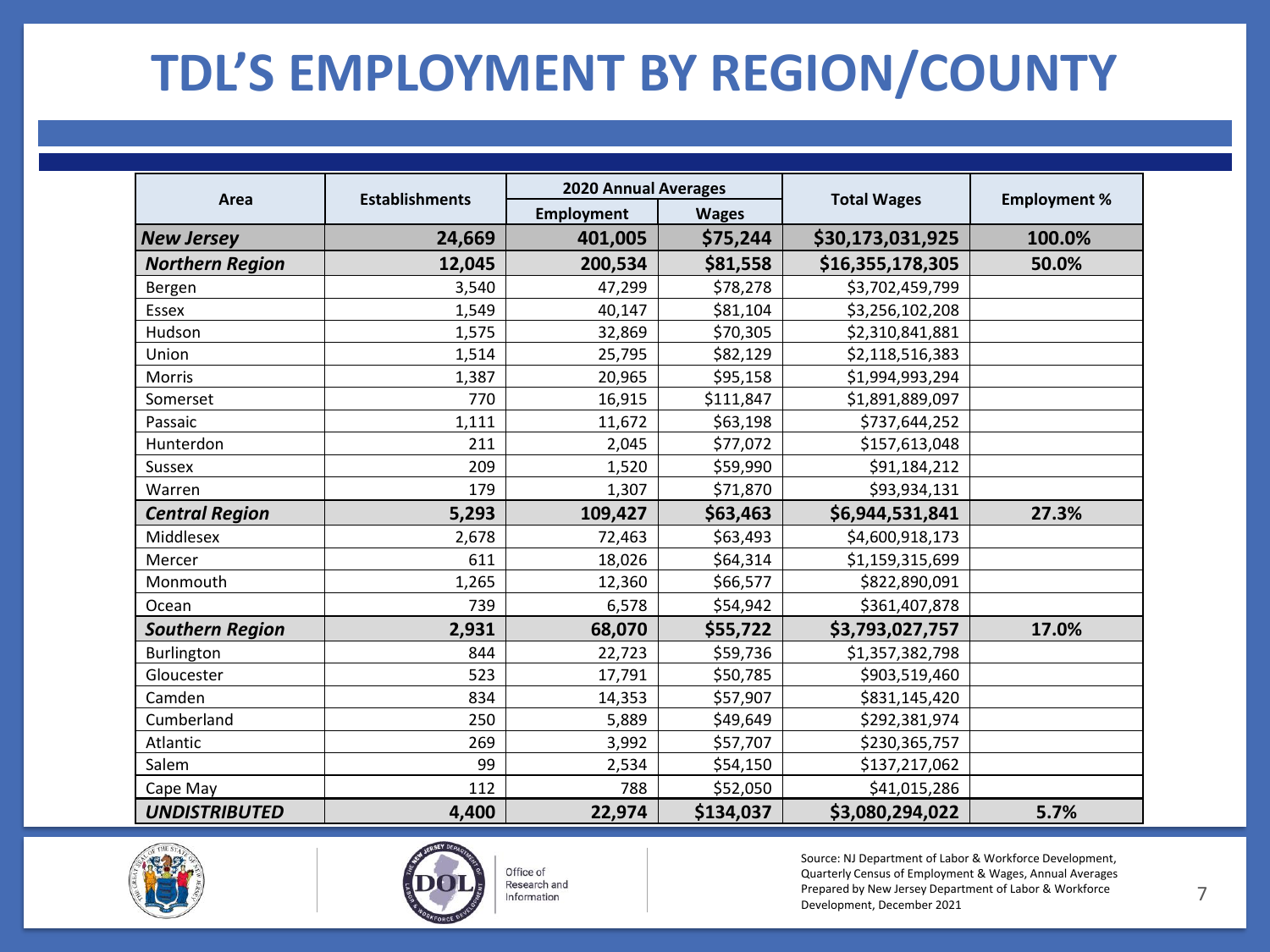# TDL'S EMPLOYMENT BY REGION/COUNTY

| Area | Establishments | 2020 Annual Averages | | Total Wages | Employment % |
|---|---|---|---|---|---|
| | | Employment | Wages | | |
| ***New Jersey*** | **24,669** | **401,005** | **$75,244** | **$30,173,031,925** | **100.0%** |
| ***Northern Region*** | **12,045** | **200,534** | **$81,558** | **$16,355,178,305** | **50.0%** |
| Bergen | 3,540 | 47,299 | $78,278 | $3,702,459,799 | |
| Essex | 1,549 | 40,147 | $81,104 | $3,256,102,208 | |
| Hudson | 1,575 | 32,869 | $70,305 | $2,310,841,881 | |
| Union | 1,514 | 25,795 | $82,129 | $2,118,516,383 | |
| Morris | 1,387 | 20,965 | $95,158 | $1,994,993,294 | |
| Somerset | 770 | 16,915 | $111,847 | $1,891,889,097 | |
| Passaic | 1,111 | 11,672 | $63,198 | $737,644,252 | |
| Hunterdon | 211 | 2,045 | $77,072 | $157,613,048 | |
| Sussex | 209 | 1,520 | $59,990 | $91,184,212 | |
| Warren | 179 | 1,307 | $71,870 | $93,934,131 | |
| ***Central Region*** | **5,293** | **109,427** | **$63,463** | **$6,944,531,841** | **27.3%** |
| Middlesex | 2,678 | 72,463 | $63,493 | $4,600,918,173 | |
| Mercer | 611 | 18,026 | $64,314 | $1,159,315,699 | |
| Monmouth | 1,265 | 12,360 | $66,577 | $822,890,091 | |
| Ocean | 739 | 6,578 | $54,942 | $361,407,878 | |
| ***Southern Region*** | **2,931** | **68,070** | **$55,722** | **$3,793,027,757** | **17.0%** |
| Burlington | 844 | 22,723 | $59,736 | $1,357,382,798 | |
| Gloucester | 523 | 17,791 | $50,785 | $903,519,460 | |
| Camden | 834 | 14,353 | $57,907 | $831,145,420 | |
| Cumberland | 250 | 5,889 | $49,649 | $292,381,974 | |
| Atlantic | 269 | 3,992 | $57,707 | $230,365,757 | |
| Salem | 99 | 2,534 | $54,150 | $137,217,062 | |
| Cape May | 112 | 788 | $52,050 | $41,015,286 | |
| ***UNDISTRIBUTED*** | **4,400** | **22,974** | **$134,037** | **$3,080,294,022** | **5.7%** |

Office of Research and Information

Source: NJ Department of Labor & Workforce Development, Quarterly Census of Employment & Wages, Annual Averages
Prepared by New Jersey Department of Labor & Workforce Development, December 2021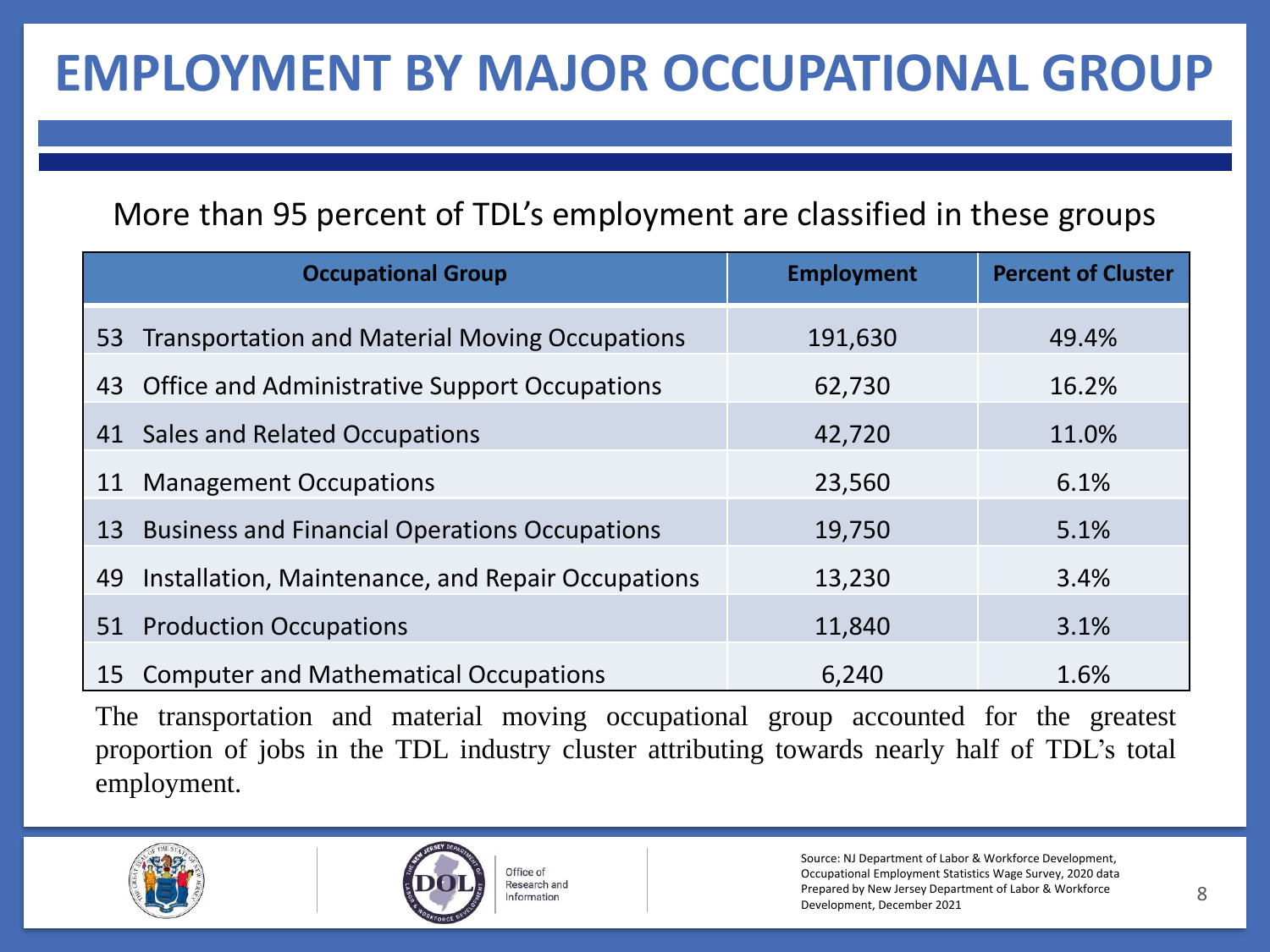# EMPLOYMENT BY MAJOR OCCUPATIONAL GROUP

More than 95 percent of TDL's employment are classified in these groups

| Occupational Group | Employment | Percent of Cluster |
|---|---|---|
| 53 Transportation and Material Moving Occupations | 191,630 | 49.4% |
| 43 Office and Administrative Support Occupations | 62,730 | 16.2% |
| 41 Sales and Related Occupations | 42,720 | 11.0% |
| 11 Management Occupations | 23,560 | 6.1% |
| 13 Business and Financial Operations Occupations | 19,750 | 5.1% |
| 49 Installation, Maintenance, and Repair Occupations | 13,230 | 3.4% |
| 51 Production Occupations | 11,840 | 3.1% |
| 15 Computer and Mathematical Occupations | 6,240 | 1.6% |

The transportation and material moving occupational group accounted for the greatest proportion of jobs in the TDL industry cluster attributing towards nearly half of TDL's total employment.

Office of Research and Information

Source: NJ Department of Labor & Workforce Development, Occupational Employment Statistics Wage Survey, 2020 data
Prepared by New Jersey Department of Labor & Workforce Development, December 2021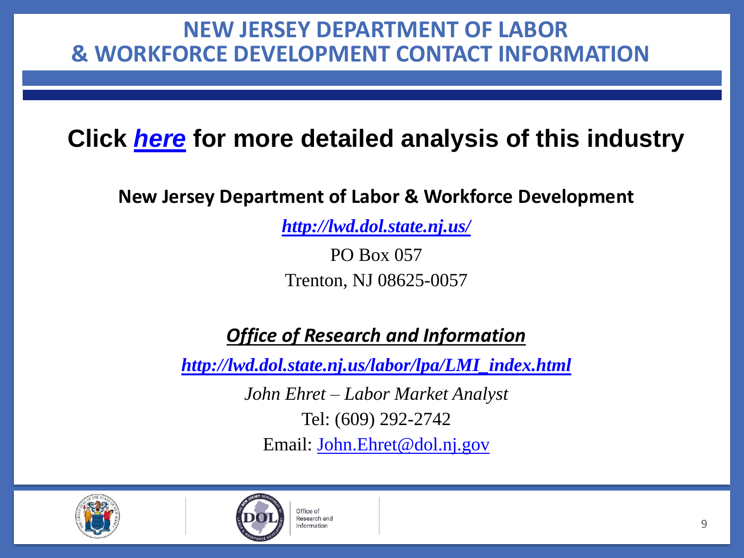# NEW JERSEY DEPARTMENT OF LABOR & WORKFORCE DEVELOPMENT CONTACT INFORMATION

**Click *here* for more detailed analysis of this industry**

**New Jersey Department of Labor & Workforce Development**

***http://lwd.dol.state.nj.us/***

PO Box 057

Trenton, NJ 08625-0057

## *Office of Research and Information*

***http://lwd.dol.state.nj.us/labor/lpa/LMI_index.html***

*John Ehret – Labor Market Analyst*

Tel: (609) 292-2742

Email: John.Ehret@dol.nj.gov

Office of Research and Information